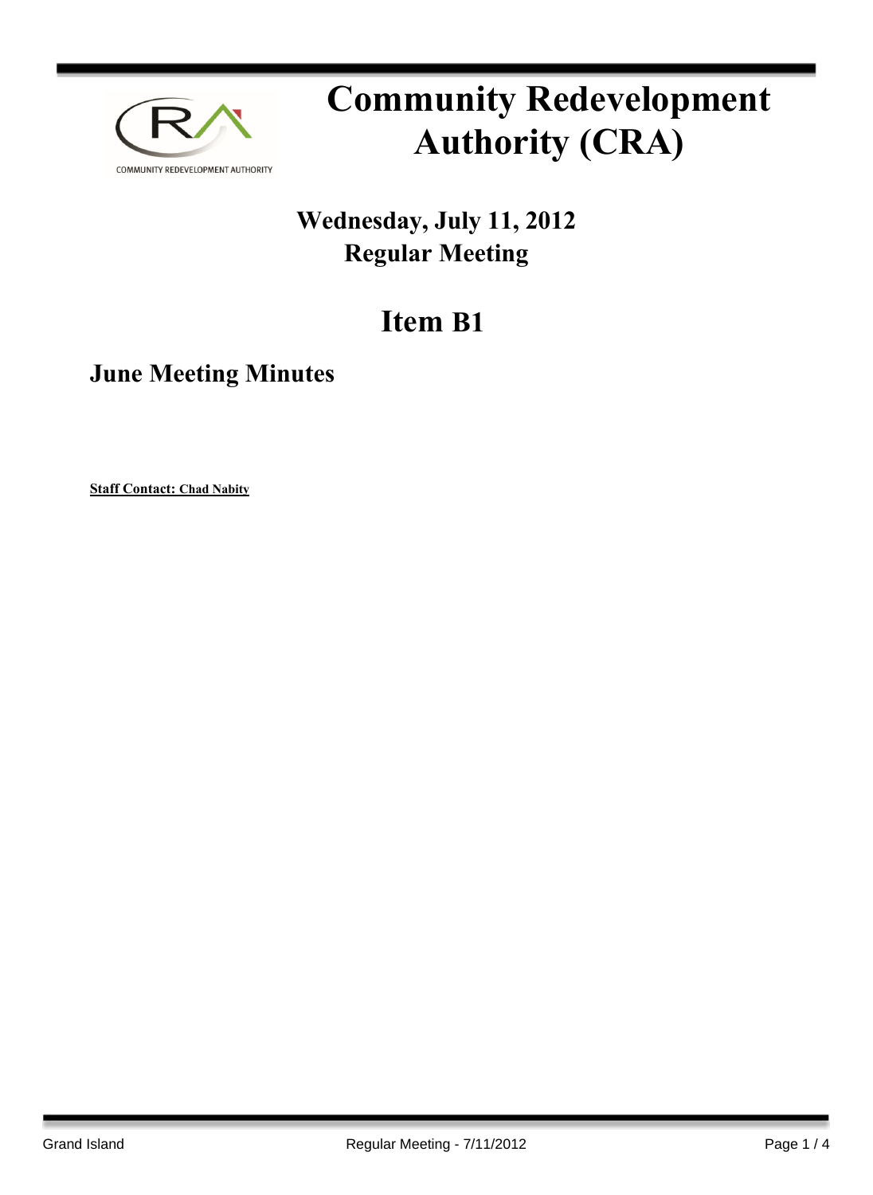COMMUNITY REDEVELOPMENT AUTHORITY

# Community Redevelopment Authority (CRA)

## Wednesday, July 11, 2012
## Regular Meeting

# Item B1

## June Meeting Minutes

**Staff Contact: Chad Nabity**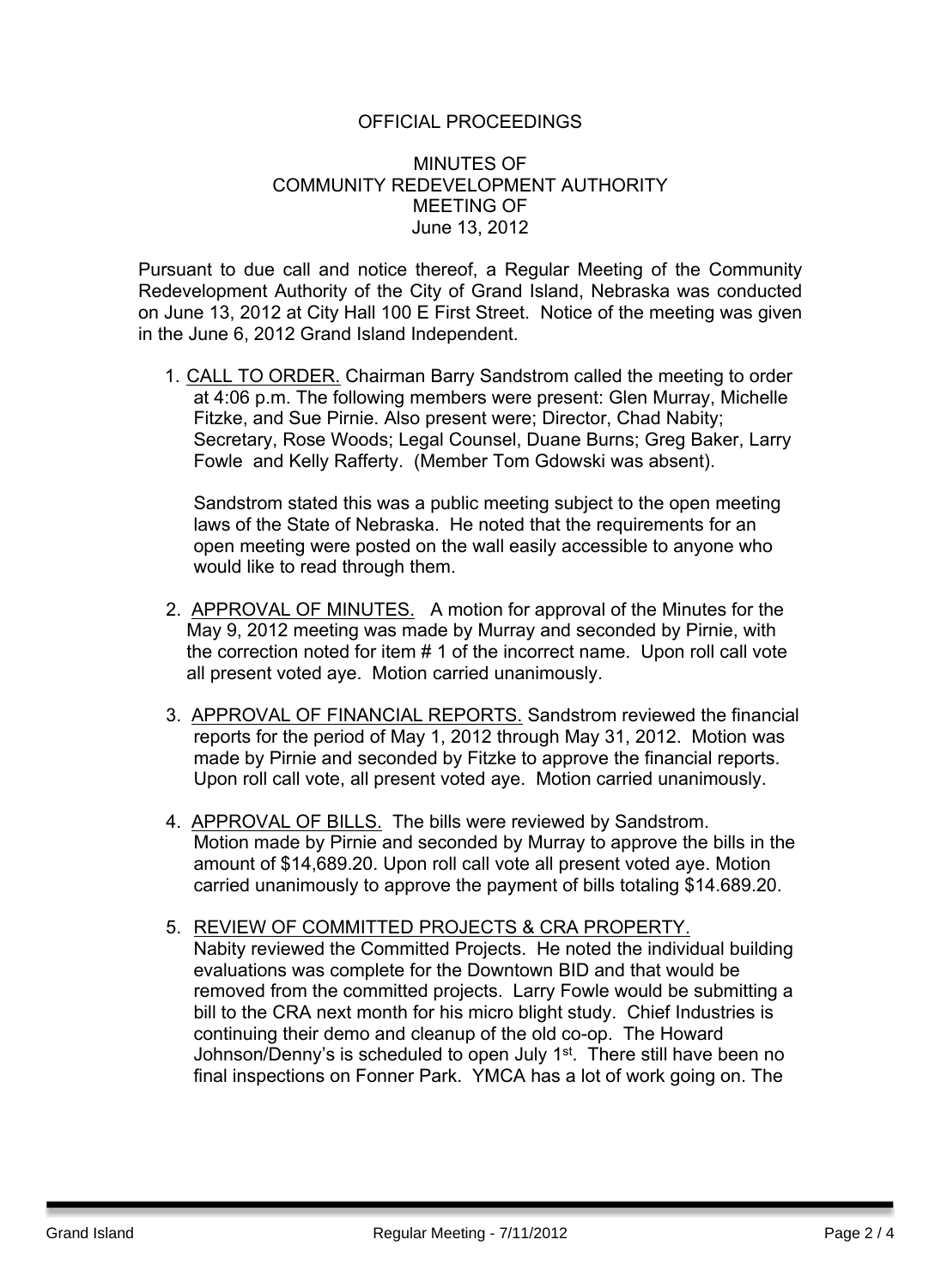OFFICIAL PROCEEDINGS

MINUTES OF
COMMUNITY REDEVELOPMENT AUTHORITY
MEETING OF
June 13, 2012

Pursuant to due call and notice thereof, a Regular Meeting of the Community Redevelopment Authority of the City of Grand Island, Nebraska was conducted on June 13, 2012 at City Hall 100 E First Street. Notice of the meeting was given in the June 6, 2012 Grand Island Independent.

1. CALL TO ORDER. Chairman Barry Sandstrom called the meeting to order at 4:06 p.m. The following members were present: Glen Murray, Michelle Fitzke, and Sue Pirnie. Also present were; Director, Chad Nabity; Secretary, Rose Woods; Legal Counsel, Duane Burns; Greg Baker, Larry Fowle and Kelly Rafferty. (Member Tom Gdowski was absent).

   Sandstrom stated this was a public meeting subject to the open meeting laws of the State of Nebraska. He noted that the requirements for an open meeting were posted on the wall easily accessible to anyone who would like to read through them.

2. APPROVAL OF MINUTES. A motion for approval of the Minutes for the May 9, 2012 meeting was made by Murray and seconded by Pirnie, with the correction noted for item # 1 of the incorrect name. Upon roll call vote all present voted aye. Motion carried unanimously.

3. APPROVAL OF FINANCIAL REPORTS. Sandstrom reviewed the financial reports for the period of May 1, 2012 through May 31, 2012. Motion was made by Pirnie and seconded by Fitzke to approve the financial reports. Upon roll call vote, all present voted aye. Motion carried unanimously.

4. APPROVAL OF BILLS. The bills were reviewed by Sandstrom. Motion made by Pirnie and seconded by Murray to approve the bills in the amount of $14,689.20. Upon roll call vote all present voted aye. Motion carried unanimously to approve the payment of bills totaling $14.689.20.

5. REVIEW OF COMMITTED PROJECTS & CRA PROPERTY. Nabity reviewed the Committed Projects. He noted the individual building evaluations was complete for the Downtown BID and that would be removed from the committed projects. Larry Fowle would be submitting a bill to the CRA next month for his micro blight study. Chief Industries is continuing their demo and cleanup of the old co-op. The Howard Johnson/Denny's is scheduled to open July 1st. There still have been no final inspections on Fonner Park. YMCA has a lot of work going on. The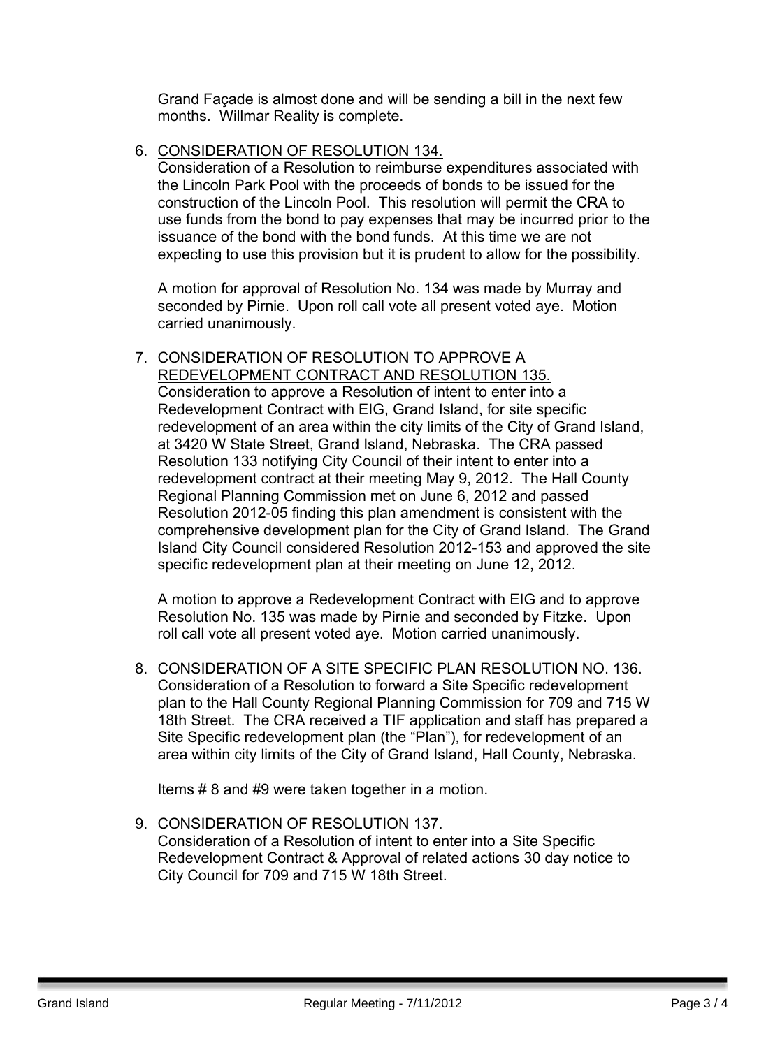Grand Façade is almost done and will be sending a bill in the next few months. Willmar Reality is complete.

6. CONSIDERATION OF RESOLUTION 134.
   Consideration of a Resolution to reimburse expenditures associated with the Lincoln Park Pool with the proceeds of bonds to be issued for the construction of the Lincoln Pool. This resolution will permit the CRA to use funds from the bond to pay expenses that may be incurred prior to the issuance of the bond with the bond funds. At this time we are not expecting to use this provision but it is prudent to allow for the possibility.

   A motion for approval of Resolution No. 134 was made by Murray and seconded by Pirnie. Upon roll call vote all present voted aye. Motion carried unanimously.

7. CONSIDERATION OF RESOLUTION TO APPROVE A REDEVELOPMENT CONTRACT AND RESOLUTION 135.
   Consideration to approve a Resolution of intent to enter into a Redevelopment Contract with EIG, Grand Island, for site specific redevelopment of an area within the city limits of the City of Grand Island, at 3420 W State Street, Grand Island, Nebraska. The CRA passed Resolution 133 notifying City Council of their intent to enter into a redevelopment contract at their meeting May 9, 2012. The Hall County Regional Planning Commission met on June 6, 2012 and passed Resolution 2012-05 finding this plan amendment is consistent with the comprehensive development plan for the City of Grand Island. The Grand Island City Council considered Resolution 2012-153 and approved the site specific redevelopment plan at their meeting on June 12, 2012.

   A motion to approve a Redevelopment Contract with EIG and to approve Resolution No. 135 was made by Pirnie and seconded by Fitzke. Upon roll call vote all present voted aye. Motion carried unanimously.

8. CONSIDERATION OF A SITE SPECIFIC PLAN RESOLUTION NO. 136.
   Consideration of a Resolution to forward a Site Specific redevelopment plan to the Hall County Regional Planning Commission for 709 and 715 W 18th Street. The CRA received a TIF application and staff has prepared a Site Specific redevelopment plan (the "Plan"), for redevelopment of an area within city limits of the City of Grand Island, Hall County, Nebraska.

   Items # 8 and #9 were taken together in a motion.

9. CONSIDERATION OF RESOLUTION 137.
   Consideration of a Resolution of intent to enter into a Site Specific Redevelopment Contract & Approval of related actions 30 day notice to City Council for 709 and 715 W 18th Street.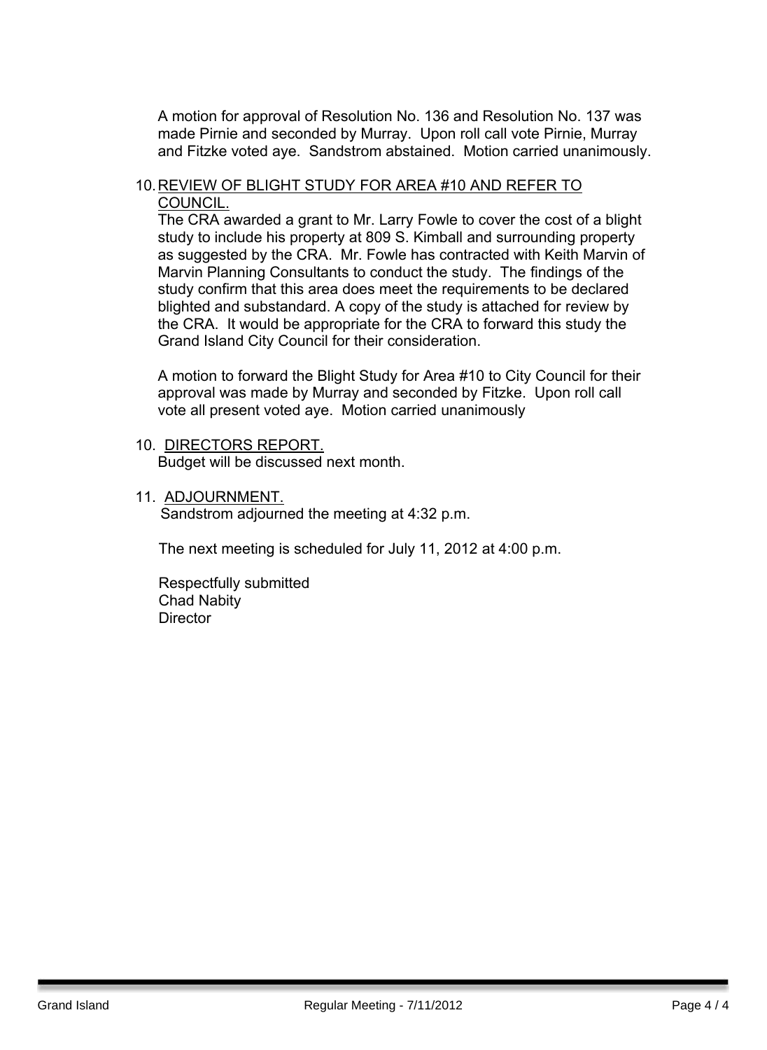A motion for approval of Resolution No. 136 and Resolution No. 137 was made Pirnie and seconded by Murray. Upon roll call vote Pirnie, Murray and Fitzke voted aye. Sandstrom abstained. Motion carried unanimously.

10. REVIEW OF BLIGHT STUDY FOR AREA #10 AND REFER TO COUNCIL.

The CRA awarded a grant to Mr. Larry Fowle to cover the cost of a blight study to include his property at 809 S. Kimball and surrounding property as suggested by the CRA. Mr. Fowle has contracted with Keith Marvin of Marvin Planning Consultants to conduct the study. The findings of the study confirm that this area does meet the requirements to be declared blighted and substandard. A copy of the study is attached for review by the CRA. It would be appropriate for the CRA to forward this study the Grand Island City Council for their consideration.

A motion to forward the Blight Study for Area #10 to City Council for their approval was made by Murray and seconded by Fitzke. Upon roll call vote all present voted aye. Motion carried unanimously

10. DIRECTORS REPORT.

Budget will be discussed next month.

11. ADJOURNMENT.

Sandstrom adjourned the meeting at 4:32 p.m.

The next meeting is scheduled for July 11, 2012 at 4:00 p.m.

Respectfully submitted
Chad Nabity
Director